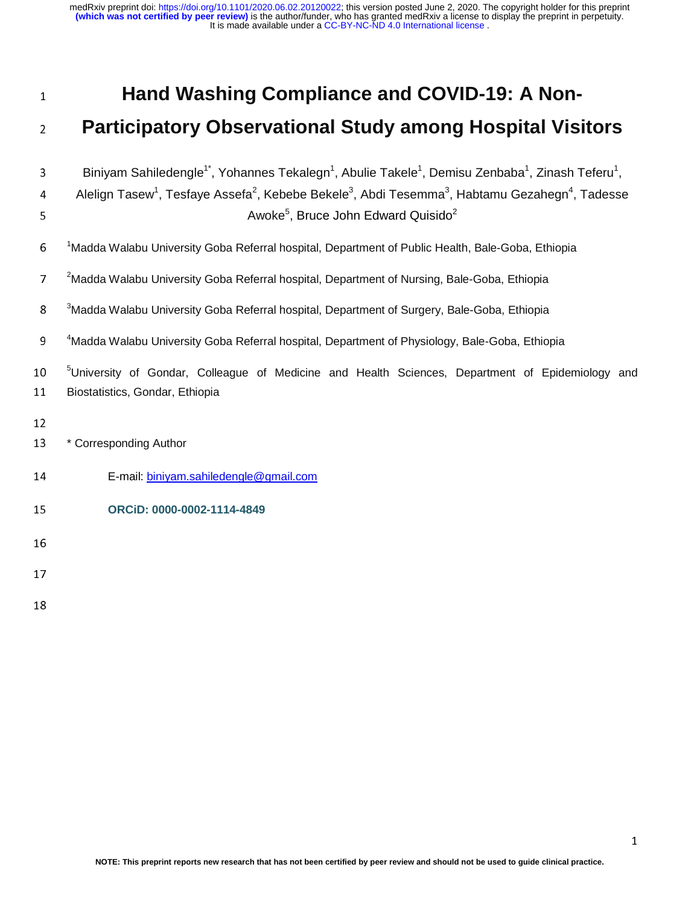# Hand Washing Compliance and COVID-19: A Non-Participatory Observational Study among Hospital Visitors

Biniyam Sahiledengle[1*], Yohannes Tekalegn[1], Abulie Takele[1], Demisu Zenbaba[1], Zinash Teferu[1], Alelign Tasew[1], Tesfaye Assefa[2], Kebebe Bekele[3], Abdi Tesemma[3], Habtamu Gezahegn[4], Tadesse Awoke[5], Bruce John Edward Quisido[2]

[1]Madda Walabu University Goba Referral hospital, Department of Public Health, Bale-Goba, Ethiopia

[2]Madda Walabu University Goba Referral hospital, Department of Nursing, Bale-Goba, Ethiopia

[3]Madda Walabu University Goba Referral hospital, Department of Surgery, Bale-Goba, Ethiopia

[4]Madda Walabu University Goba Referral hospital, Department of Physiology, Bale-Goba, Ethiopia

[5]University of Gondar, Colleague of Medicine and Health Sciences, Department of Epidemiology and Biostatistics, Gondar, Ethiopia

\* Corresponding Author

E-mail: biniyam.sahiledengle@gmail.com

**ORCiD: 0000-0002-1114-4849**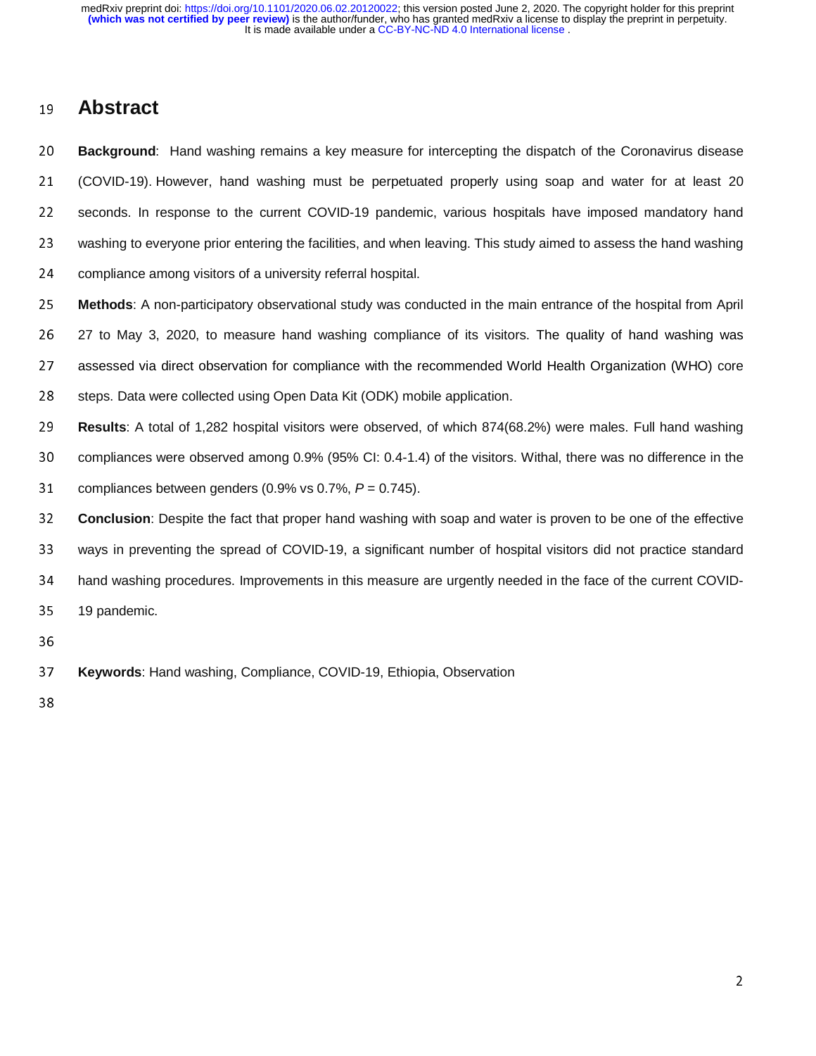# Abstract

**Background**: Hand washing remains a key measure for intercepting the dispatch of the Coronavirus disease (COVID-19). However, hand washing must be perpetuated properly using soap and water for at least 20 seconds. In response to the current COVID-19 pandemic, various hospitals have imposed mandatory hand washing to everyone prior entering the facilities, and when leaving. This study aimed to assess the hand washing compliance among visitors of a university referral hospital.

**Methods**: A non-participatory observational study was conducted in the main entrance of the hospital from April 27 to May 3, 2020, to measure hand washing compliance of its visitors. The quality of hand washing was assessed via direct observation for compliance with the recommended World Health Organization (WHO) core steps. Data were collected using Open Data Kit (ODK) mobile application.

**Results**: A total of 1,282 hospital visitors were observed, of which 874(68.2%) were males. Full hand washing compliances were observed among 0.9% (95% CI: 0.4-1.4) of the visitors. Withal, there was no difference in the compliances between genders (0.9% vs 0.7%, $P = 0.745$).

**Conclusion**: Despite the fact that proper hand washing with soap and water is proven to be one of the effective ways in preventing the spread of COVID-19, a significant number of hospital visitors did not practice standard hand washing procedures. Improvements in this measure are urgently needed in the face of the current COVID-19 pandemic.

**Keywords**: Hand washing, Compliance, COVID-19, Ethiopia, Observation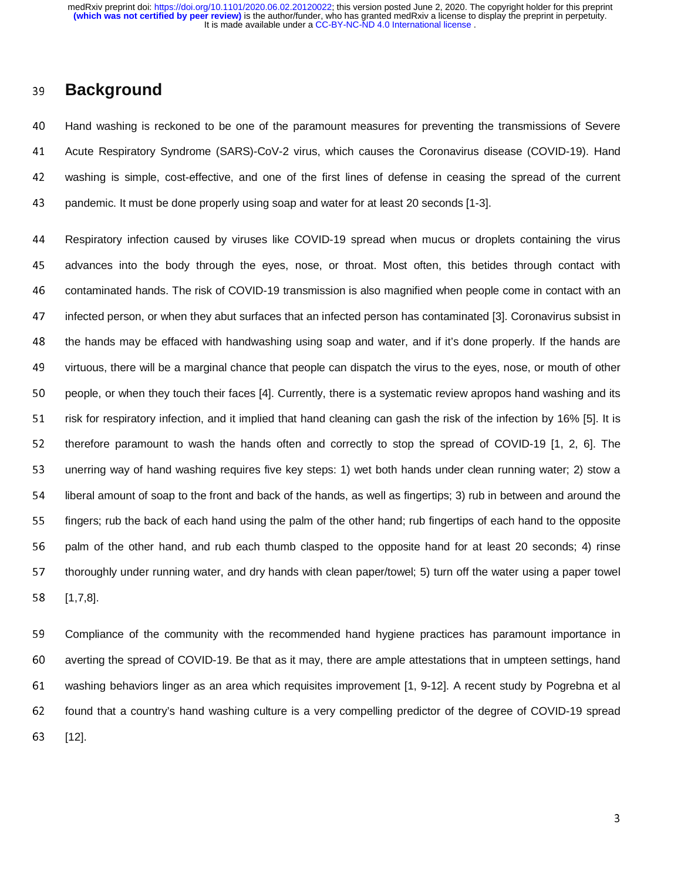## Background

Hand washing is reckoned to be one of the paramount measures for preventing the transmissions of Severe Acute Respiratory Syndrome (SARS)-CoV-2 virus, which causes the Coronavirus disease (COVID-19). Hand washing is simple, cost-effective, and one of the first lines of defense in ceasing the spread of the current pandemic. It must be done properly using soap and water for at least 20 seconds [1-3].

Respiratory infection caused by viruses like COVID-19 spread when mucus or droplets containing the virus advances into the body through the eyes, nose, or throat. Most often, this betides through contact with contaminated hands. The risk of COVID-19 transmission is also magnified when people come in contact with an infected person, or when they abut surfaces that an infected person has contaminated [3]. Coronavirus subsist in the hands may be effaced with handwashing using soap and water, and if it's done properly. If the hands are virtuous, there will be a marginal chance that people can dispatch the virus to the eyes, nose, or mouth of other people, or when they touch their faces [4]. Currently, there is a systematic review apropos hand washing and its risk for respiratory infection, and it implied that hand cleaning can gash the risk of the infection by 16% [5]. It is therefore paramount to wash the hands often and correctly to stop the spread of COVID-19 [1, 2, 6]. The unerring way of hand washing requires five key steps: 1) wet both hands under clean running water; 2) stow a liberal amount of soap to the front and back of the hands, as well as fingertips; 3) rub in between and around the fingers; rub the back of each hand using the palm of the other hand; rub fingertips of each hand to the opposite palm of the other hand, and rub each thumb clasped to the opposite hand for at least 20 seconds; 4) rinse thoroughly under running water, and dry hands with clean paper/towel; 5) turn off the water using a paper towel [1,7,8].

Compliance of the community with the recommended hand hygiene practices has paramount importance in averting the spread of COVID-19. Be that as it may, there are ample attestations that in umpteen settings, hand washing behaviors linger as an area which requisites improvement [1, 9-12]. A recent study by Pogrebna et al found that a country's hand washing culture is a very compelling predictor of the degree of COVID-19 spread [12].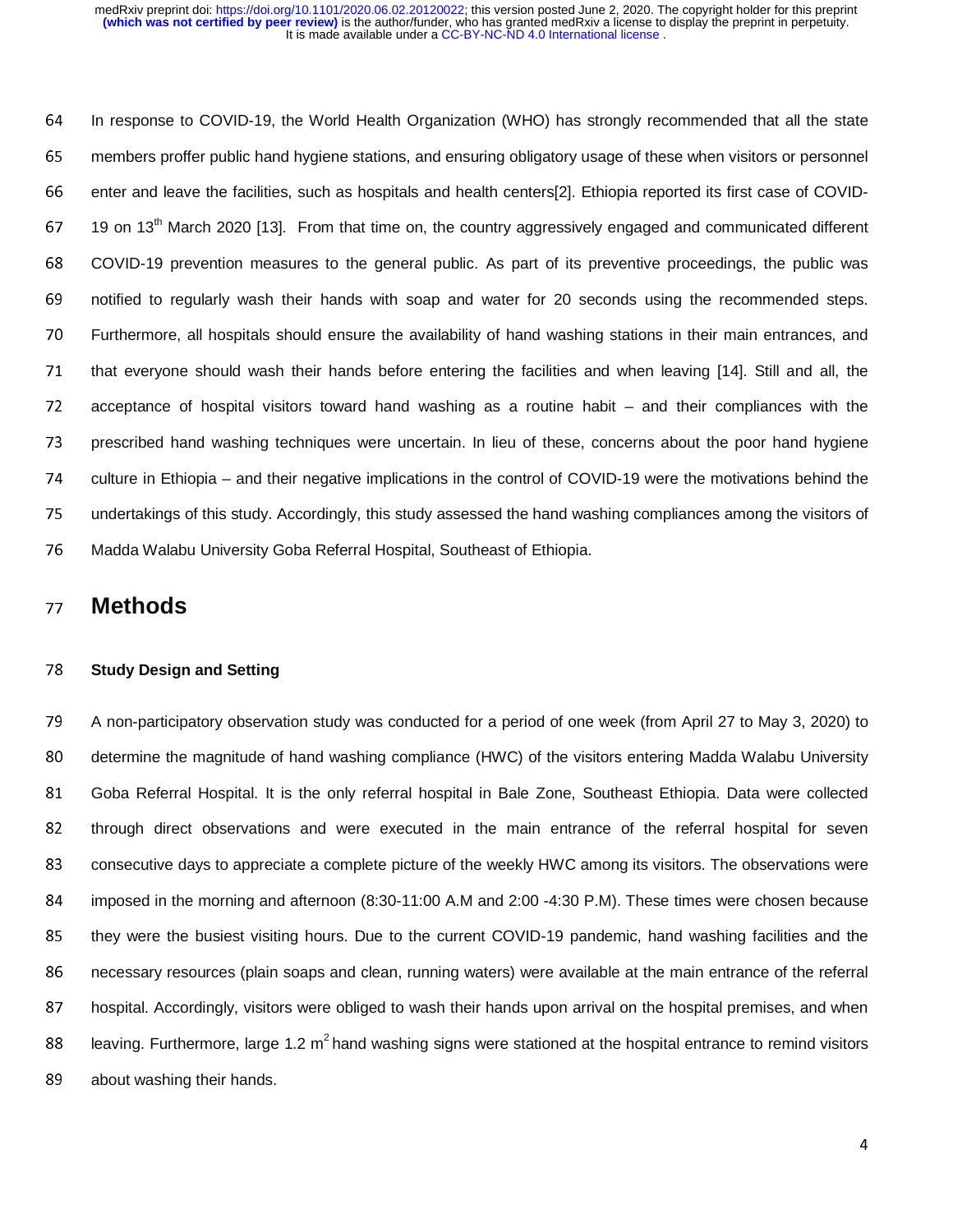In response to COVID-19, the World Health Organization (WHO) has strongly recommended that all the state members proffer public hand hygiene stations, and ensuring obligatory usage of these when visitors or personnel enter and leave the facilities, such as hospitals and health centers[2]. Ethiopia reported its first case of COVID-19 on 13th March 2020 [13]. From that time on, the country aggressively engaged and communicated different COVID-19 prevention measures to the general public. As part of its preventive proceedings, the public was notified to regularly wash their hands with soap and water for 20 seconds using the recommended steps. Furthermore, all hospitals should ensure the availability of hand washing stations in their main entrances, and that everyone should wash their hands before entering the facilities and when leaving [14]. Still and all, the acceptance of hospital visitors toward hand washing as a routine habit – and their compliances with the prescribed hand washing techniques were uncertain. In lieu of these, concerns about the poor hand hygiene culture in Ethiopia – and their negative implications in the control of COVID-19 were the motivations behind the undertakings of this study. Accordingly, this study assessed the hand washing compliances among the visitors of Madda Walabu University Goba Referral Hospital, Southeast of Ethiopia.

# Methods

### Study Design and Setting

A non-participatory observation study was conducted for a period of one week (from April 27 to May 3, 2020) to determine the magnitude of hand washing compliance (HWC) of the visitors entering Madda Walabu University Goba Referral Hospital. It is the only referral hospital in Bale Zone, Southeast Ethiopia. Data were collected through direct observations and were executed in the main entrance of the referral hospital for seven consecutive days to appreciate a complete picture of the weekly HWC among its visitors. The observations were imposed in the morning and afternoon (8:30-11:00 A.M and 2:00 -4:30 P.M). These times were chosen because they were the busiest visiting hours. Due to the current COVID-19 pandemic, hand washing facilities and the necessary resources (plain soaps and clean, running waters) were available at the main entrance of the referral hospital. Accordingly, visitors were obliged to wash their hands upon arrival on the hospital premises, and when leaving. Furthermore, large 1.2 $m^2$ hand washing signs were stationed at the hospital entrance to remind visitors about washing their hands.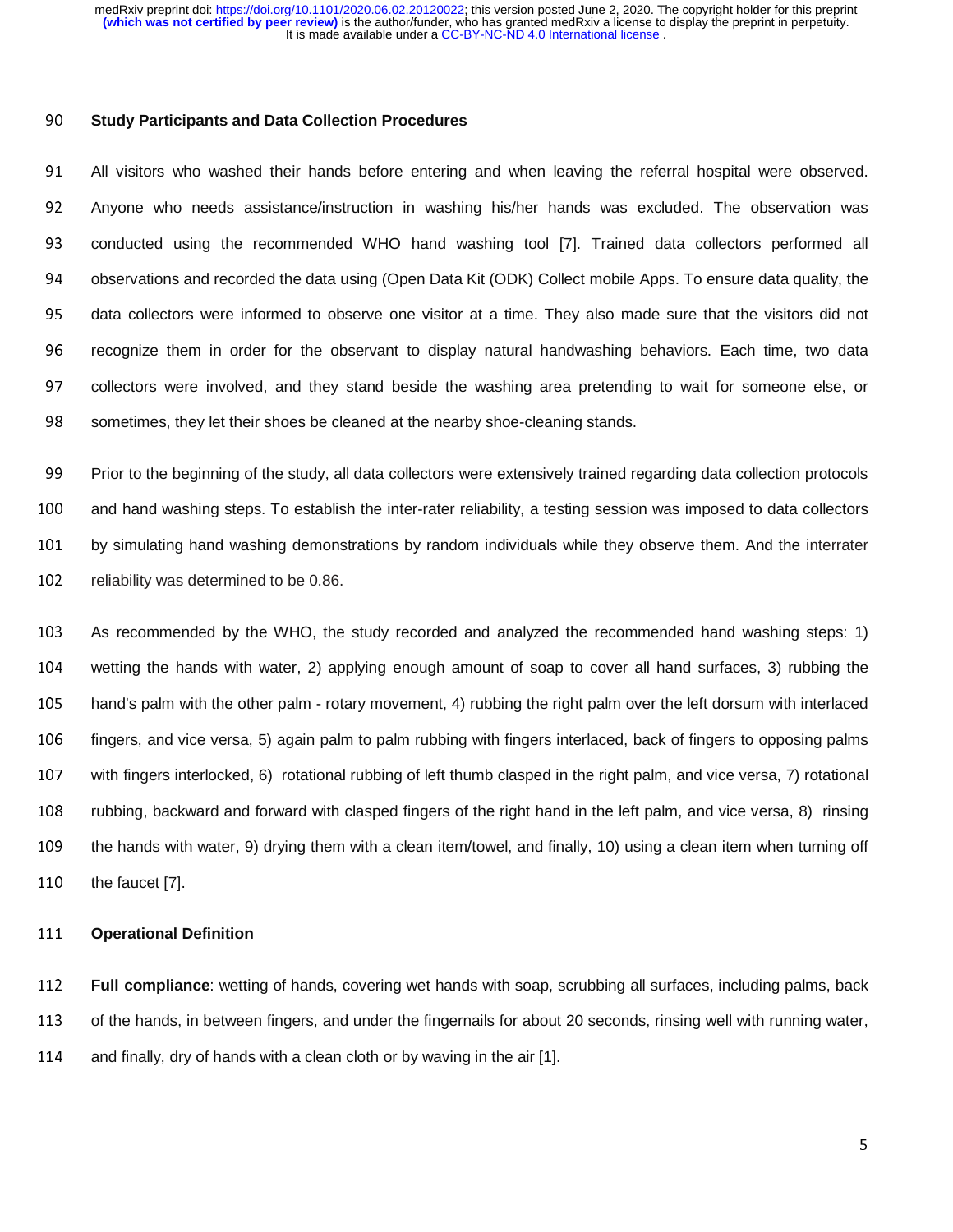**Study Participants and Data Collection Procedures**

All visitors who washed their hands before entering and when leaving the referral hospital were observed. Anyone who needs assistance/instruction in washing his/her hands was excluded. The observation was conducted using the recommended WHO hand washing tool [7]. Trained data collectors performed all observations and recorded the data using (Open Data Kit (ODK) Collect mobile Apps. To ensure data quality, the data collectors were informed to observe one visitor at a time. They also made sure that the visitors did not recognize them in order for the observant to display natural handwashing behaviors. Each time, two data collectors were involved, and they stand beside the washing area pretending to wait for someone else, or sometimes, they let their shoes be cleaned at the nearby shoe-cleaning stands.

Prior to the beginning of the study, all data collectors were extensively trained regarding data collection protocols and hand washing steps. To establish the inter-rater reliability, a testing session was imposed to data collectors by simulating hand washing demonstrations by random individuals while they observe them. And the interrater reliability was determined to be 0.86.

As recommended by the WHO, the study recorded and analyzed the recommended hand washing steps: 1) wetting the hands with water, 2) applying enough amount of soap to cover all hand surfaces, 3) rubbing the hand's palm with the other palm - rotary movement, 4) rubbing the right palm over the left dorsum with interlaced fingers, and vice versa, 5) again palm to palm rubbing with fingers interlaced, back of fingers to opposing palms with fingers interlocked, 6) rotational rubbing of left thumb clasped in the right palm, and vice versa, 7) rotational rubbing, backward and forward with clasped fingers of the right hand in the left palm, and vice versa, 8) rinsing the hands with water, 9) drying them with a clean item/towel, and finally, 10) using a clean item when turning off the faucet [7].

**Operational Definition**

**Full compliance**: wetting of hands, covering wet hands with soap, scrubbing all surfaces, including palms, back of the hands, in between fingers, and under the fingernails for about 20 seconds, rinsing well with running water, and finally, dry of hands with a clean cloth or by waving in the air [1].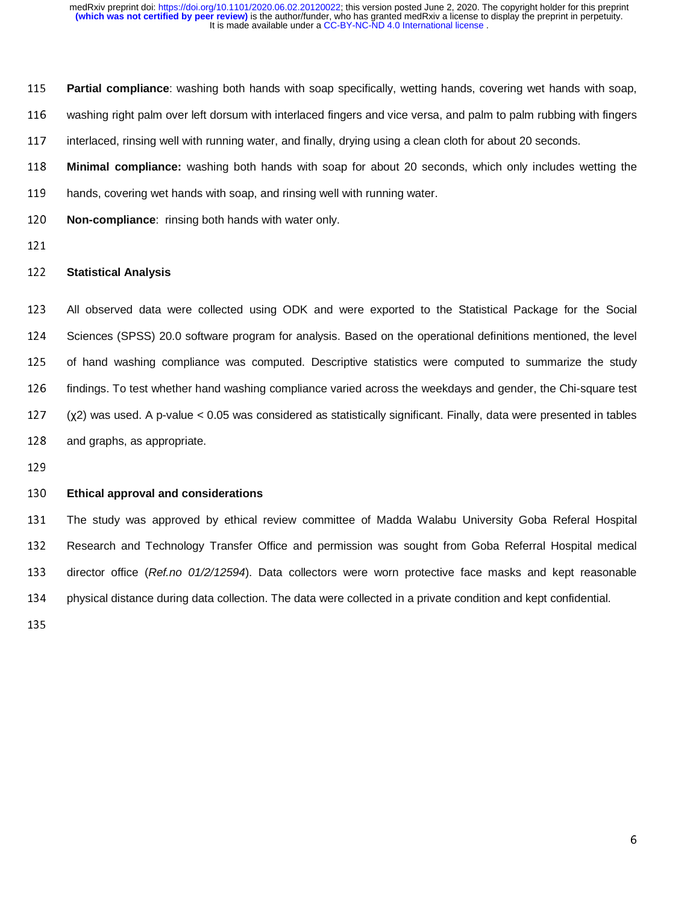**Partial compliance**: washing both hands with soap specifically, wetting hands, covering wet hands with soap, washing right palm over left dorsum with interlaced fingers and vice versa, and palm to palm rubbing with fingers interlaced, rinsing well with running water, and finally, drying using a clean cloth for about 20 seconds.

**Minimal compliance:** washing both hands with soap for about 20 seconds, which only includes wetting the hands, covering wet hands with soap, and rinsing well with running water.

**Non-compliance**: rinsing both hands with water only.

## Statistical Analysis

All observed data were collected using ODK and were exported to the Statistical Package for the Social Sciences (SPSS) 20.0 software program for analysis. Based on the operational definitions mentioned, the level of hand washing compliance was computed. Descriptive statistics were computed to summarize the study findings. To test whether hand washing compliance varied across the weekdays and gender, the Chi-square test ($\chi^2$) was used. A p-value $< 0.05$ was considered as statistically significant. Finally, data were presented in tables and graphs, as appropriate.

## Ethical approval and considerations

The study was approved by ethical review committee of Madda Walabu University Goba Referal Hospital Research and Technology Transfer Office and permission was sought from Goba Referral Hospital medical director office (*Ref.no 01/2/12594*). Data collectors were worn protective face masks and kept reasonable physical distance during data collection. The data were collected in a private condition and kept confidential.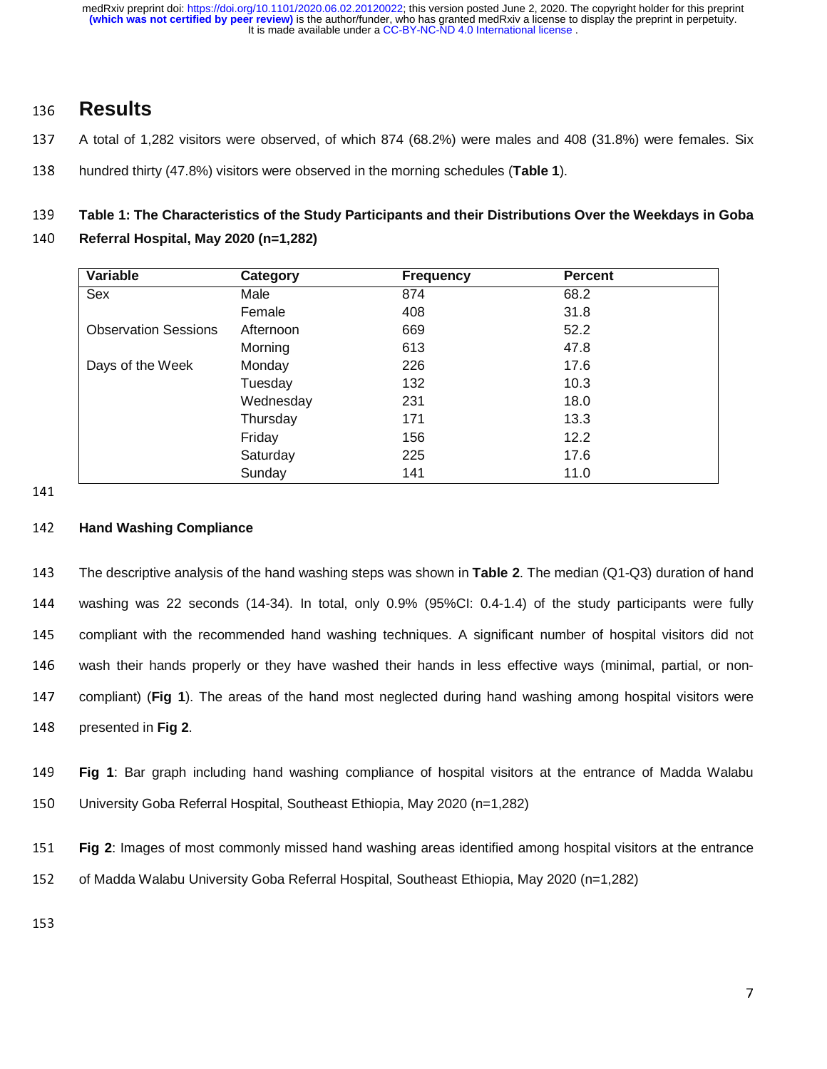# Results

A total of 1,282 visitors were observed, of which 874 (68.2%) were males and 408 (31.8%) were females. Six hundred thirty (47.8%) visitors were observed in the morning schedules (**Table 1**).

**Table 1: The Characteristics of the Study Participants and their Distributions Over the Weekdays in Goba Referral Hospital, May 2020 (n=1,282)**

| Variable | Category | Frequency | Percent |
|---|---|---|---|
| Sex | Male | 874 | 68.2 |
| | Female | 408 | 31.8 |
| Observation Sessions | Afternoon | 669 | 52.2 |
| | Morning | 613 | 47.8 |
| Days of the Week | Monday | 226 | 17.6 |
| | Tuesday | 132 | 10.3 |
| | Wednesday | 231 | 18.0 |
| | Thursday | 171 | 13.3 |
| | Friday | 156 | 12.2 |
| | Saturday | 225 | 17.6 |
| | Sunday | 141 | 11.0 |

**Hand Washing Compliance**

The descriptive analysis of the hand washing steps was shown in **Table 2**. The median (Q1-Q3) duration of hand washing was 22 seconds (14-34). In total, only 0.9% (95%CI: 0.4-1.4) of the study participants were fully compliant with the recommended hand washing techniques. A significant number of hospital visitors did not wash their hands properly or they have washed their hands in less effective ways (minimal, partial, or non-compliant) (**Fig 1**). The areas of the hand most neglected during hand washing among hospital visitors were presented in **Fig 2**.

**Fig 1**: Bar graph including hand washing compliance of hospital visitors at the entrance of Madda Walabu University Goba Referral Hospital, Southeast Ethiopia, May 2020 (n=1,282)

**Fig 2**: Images of most commonly missed hand washing areas identified among hospital visitors at the entrance of Madda Walabu University Goba Referral Hospital, Southeast Ethiopia, May 2020 (n=1,282)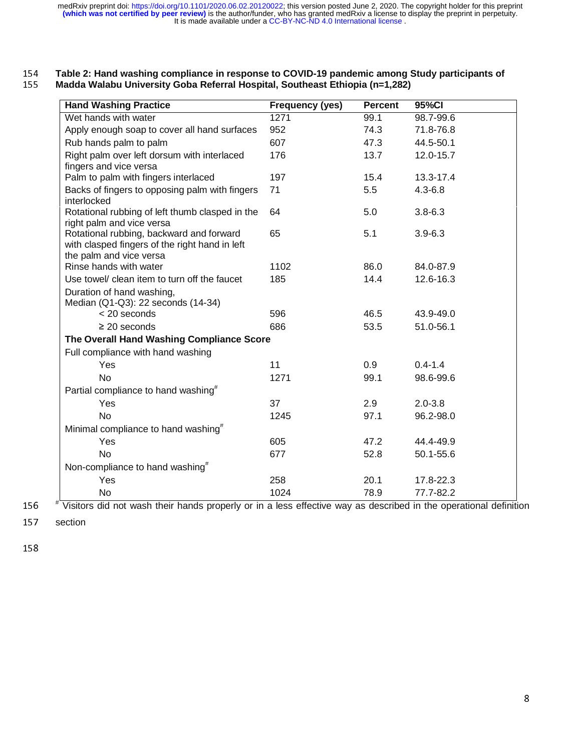**Table 2: Hand washing compliance in response to COVID-19 pandemic among Study participants of Madda Walabu University Goba Referral Hospital, Southeast Ethiopia (n=1,282)**

| Hand Washing Practice | Frequency (yes) | Percent | 95%CI |
|---|---|---|---|
| Wet hands with water | 1271 | 99.1 | 98.7-99.6 |
| Apply enough soap to cover all hand surfaces | 952 | 74.3 | 71.8-76.8 |
| Rub hands palm to palm | 607 | 47.3 | 44.5-50.1 |
| Right palm over left dorsum with interlaced fingers and vice versa | 176 | 13.7 | 12.0-15.7 |
| Palm to palm with fingers interlaced | 197 | 15.4 | 13.3-17.4 |
| Backs of fingers to opposing palm with fingers interlocked | 71 | 5.5 | 4.3-6.8 |
| Rotational rubbing of left thumb clasped in the right palm and vice versa | 64 | 5.0 | 3.8-6.3 |
| Rotational rubbing, backward and forward with clasped fingers of the right hand in left the palm and vice versa | 65 | 5.1 | 3.9-6.3 |
| Rinse hands with water | 1102 | 86.0 | 84.0-87.9 |
| Use towel/ clean item to turn off the faucet | 185 | 14.4 | 12.6-16.3 |
| Duration of hand washing, Median (Q1-Q3): 22 seconds (14-34) | | | |
| < 20 seconds | 596 | 46.5 | 43.9-49.0 |
| ≥ 20 seconds | 686 | 53.5 | 51.0-56.1 |
| **The Overall Hand Washing Compliance Score** | | | |
| Full compliance with hand washing | | | |
| Yes | 11 | 0.9 | 0.4-1.4 |
| No | 1271 | 99.1 | 98.6-99.6 |
| Partial compliance to hand washing[#] | | | |
| Yes | 37 | 2.9 | 2.0-3.8 |
| No | 1245 | 97.1 | 96.2-98.0 |
| Minimal compliance to hand washing[#] | | | |
| Yes | 605 | 47.2 | 44.4-49.9 |
| No | 677 | 52.8 | 50.1-55.6 |
| Non-compliance to hand washing[#] | | | |
| Yes | 258 | 20.1 | 17.8-22.3 |
| No | 1024 | 78.9 | 77.7-82.2 |

[#] Visitors did not wash their hands properly or in a less effective way as described in the operational definition section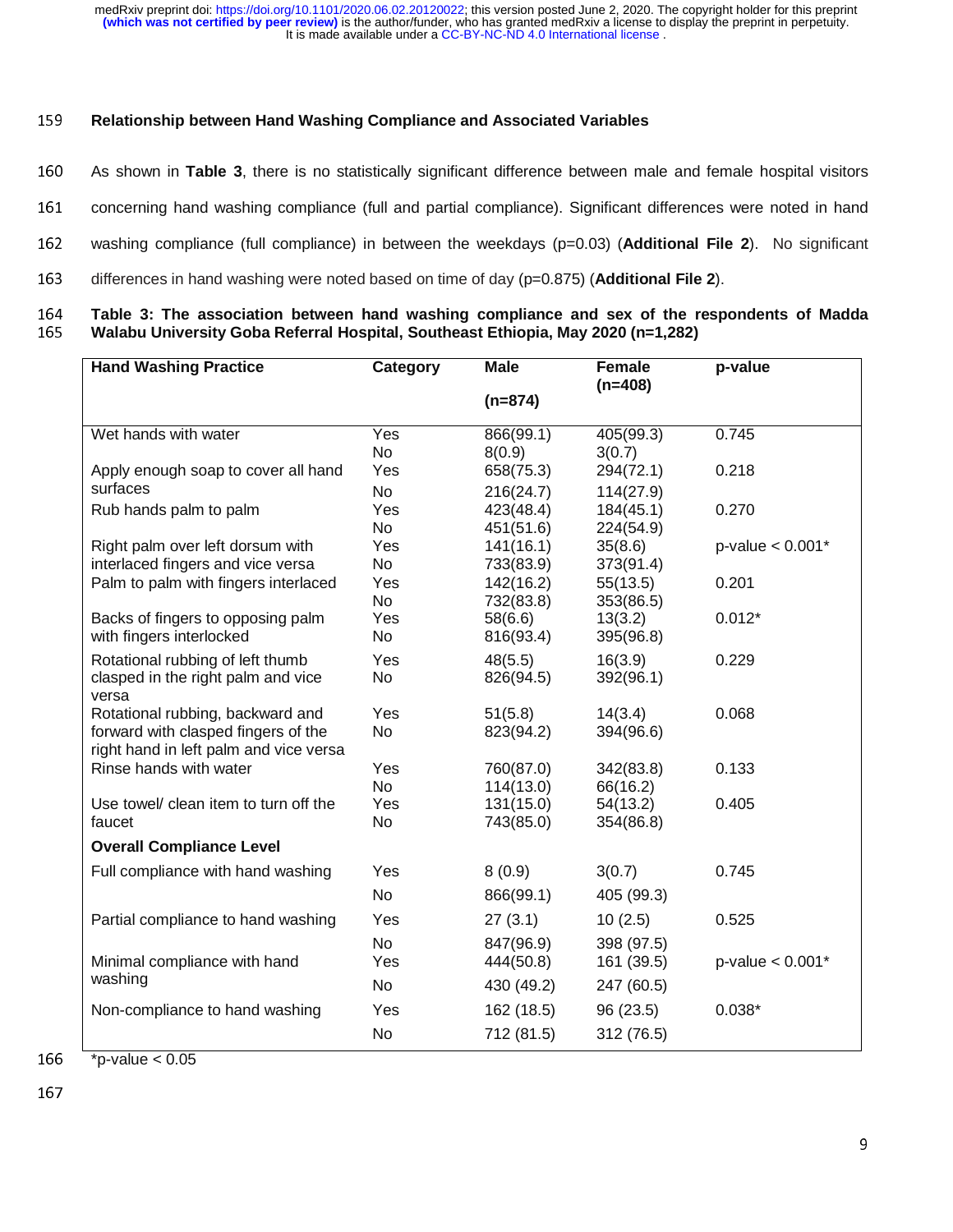**Relationship between Hand Washing Compliance and Associated Variables**

As shown in **Table 3**, there is no statistically significant difference between male and female hospital visitors concerning hand washing compliance (full and partial compliance). Significant differences were noted in hand washing compliance (full compliance) in between the weekdays (p=0.03) (**Additional File 2**). No significant differences in hand washing were noted based on time of day (p=0.875) (**Additional File 2**).

**Table 3: The association between hand washing compliance and sex of the respondents of Madda Walabu University Goba Referral Hospital, Southeast Ethiopia, May 2020 (n=1,282)**

| Hand Washing Practice | Category | Male (n=874) | Female (n=408) | p-value |
|---|---|---|---|---|
| Wet hands with water | Yes | 866(99.1) | 405(99.3) | 0.745 |
| | No | 8(0.9) | 3(0.7) | |
| Apply enough soap to cover all hand surfaces | Yes | 658(75.3) | 294(72.1) | 0.218 |
| | No | 216(24.7) | 114(27.9) | |
| Rub hands palm to palm | Yes | 423(48.4) | 184(45.1) | 0.270 |
| | No | 451(51.6) | 224(54.9) | |
| Right palm over left dorsum with interlaced fingers and vice versa | Yes | 141(16.1) | 35(8.6) | p-value < 0.001* |
| | No | 733(83.9) | 373(91.4) | |
| Palm to palm with fingers interlaced | Yes | 142(16.2) | 55(13.5) | 0.201 |
| | No | 732(83.8) | 353(86.5) | |
| Backs of fingers to opposing palm with fingers interlocked | Yes | 58(6.6) | 13(3.2) | 0.012* |
| | No | 816(93.4) | 395(96.8) | |
| Rotational rubbing of left thumb clasped in the right palm and vice versa | Yes | 48(5.5) | 16(3.9) | 0.229 |
| | No | 826(94.5) | 392(96.1) | |
| Rotational rubbing, backward and forward with clasped fingers of the right hand in left palm and vice versa | Yes | 51(5.8) | 14(3.4) | 0.068 |
| | No | 823(94.2) | 394(96.6) | |
| Rinse hands with water | Yes | 760(87.0) | 342(83.8) | 0.133 |
| | No | 114(13.0) | 66(16.2) | |
| Use towel/ clean item to turn off the faucet | Yes | 131(15.0) | 54(13.2) | 0.405 |
| | No | 743(85.0) | 354(86.8) | |
| **Overall Compliance Level** | | | | |
| Full compliance with hand washing | Yes | 8 (0.9) | 3(0.7) | 0.745 |
| | No | 866(99.1) | 405 (99.3) | |
| Partial compliance to hand washing | Yes | 27 (3.1) | 10 (2.5) | 0.525 |
| | No | 847(96.9) | 398 (97.5) | |
| Minimal compliance with hand washing | Yes | 444(50.8) | 161 (39.5) | p-value < 0.001* |
| | No | 430 (49.2) | 247 (60.5) | |
| Non-compliance to hand washing | Yes | 162 (18.5) | 96 (23.5) | 0.038* |
| | No | 712 (81.5) | 312 (76.5) | |

*p-value < 0.05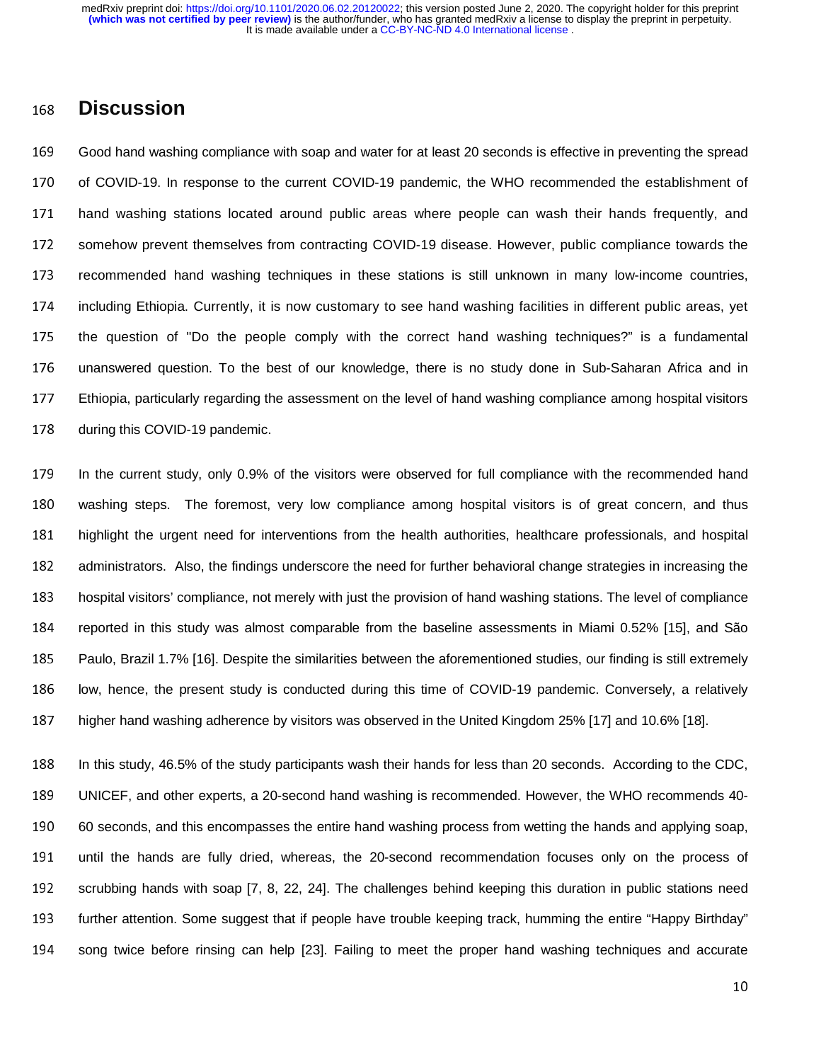## Discussion

Good hand washing compliance with soap and water for at least 20 seconds is effective in preventing the spread of COVID-19. In response to the current COVID-19 pandemic, the WHO recommended the establishment of hand washing stations located around public areas where people can wash their hands frequently, and somehow prevent themselves from contracting COVID-19 disease. However, public compliance towards the recommended hand washing techniques in these stations is still unknown in many low-income countries, including Ethiopia. Currently, it is now customary to see hand washing facilities in different public areas, yet the question of "Do the people comply with the correct hand washing techniques?" is a fundamental unanswered question. To the best of our knowledge, there is no study done in Sub-Saharan Africa and in Ethiopia, particularly regarding the assessment on the level of hand washing compliance among hospital visitors during this COVID-19 pandemic.

In the current study, only 0.9% of the visitors were observed for full compliance with the recommended hand washing steps. The foremost, very low compliance among hospital visitors is of great concern, and thus highlight the urgent need for interventions from the health authorities, healthcare professionals, and hospital administrators. Also, the findings underscore the need for further behavioral change strategies in increasing the hospital visitors' compliance, not merely with just the provision of hand washing stations. The level of compliance reported in this study was almost comparable from the baseline assessments in Miami 0.52% [15], and São Paulo, Brazil 1.7% [16]. Despite the similarities between the aforementioned studies, our finding is still extremely low, hence, the present study is conducted during this time of COVID-19 pandemic. Conversely, a relatively higher hand washing adherence by visitors was observed in the United Kingdom 25% [17] and 10.6% [18].

In this study, 46.5% of the study participants wash their hands for less than 20 seconds. According to the CDC, UNICEF, and other experts, a 20-second hand washing is recommended. However, the WHO recommends 40-60 seconds, and this encompasses the entire hand washing process from wetting the hands and applying soap, until the hands are fully dried, whereas, the 20-second recommendation focuses only on the process of scrubbing hands with soap [7, 8, 22, 24]. The challenges behind keeping this duration in public stations need further attention. Some suggest that if people have trouble keeping track, humming the entire "Happy Birthday" song twice before rinsing can help [23]. Failing to meet the proper hand washing techniques and accurate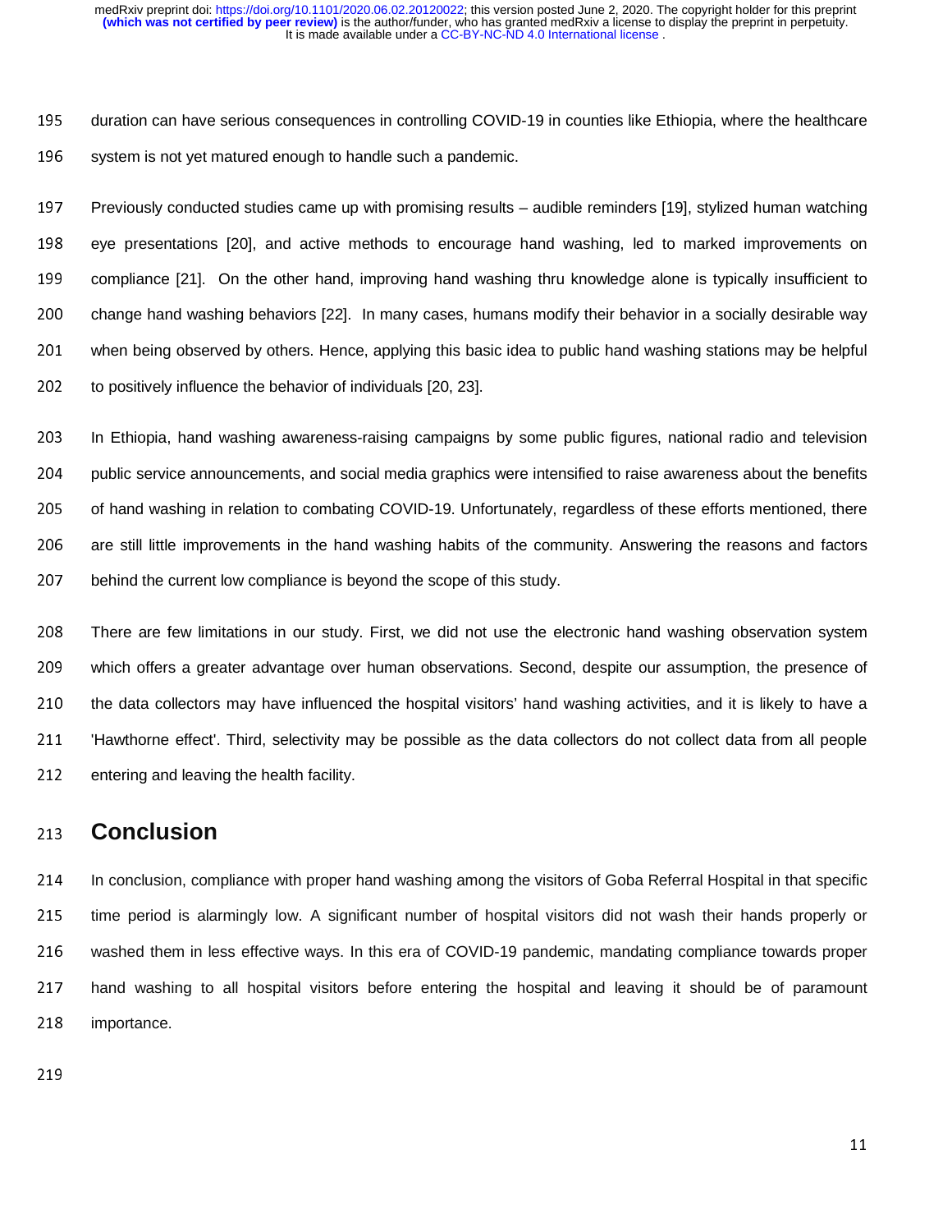duration can have serious consequences in controlling COVID-19 in counties like Ethiopia, where the healthcare system is not yet matured enough to handle such a pandemic.

Previously conducted studies came up with promising results – audible reminders [19], stylized human watching eye presentations [20], and active methods to encourage hand washing, led to marked improvements on compliance [21]. On the other hand, improving hand washing thru knowledge alone is typically insufficient to change hand washing behaviors [22]. In many cases, humans modify their behavior in a socially desirable way when being observed by others. Hence, applying this basic idea to public hand washing stations may be helpful to positively influence the behavior of individuals [20, 23].

In Ethiopia, hand washing awareness-raising campaigns by some public figures, national radio and television public service announcements, and social media graphics were intensified to raise awareness about the benefits of hand washing in relation to combating COVID-19. Unfortunately, regardless of these efforts mentioned, there are still little improvements in the hand washing habits of the community. Answering the reasons and factors behind the current low compliance is beyond the scope of this study.

There are few limitations in our study. First, we did not use the electronic hand washing observation system which offers a greater advantage over human observations. Second, despite our assumption, the presence of the data collectors may have influenced the hospital visitors' hand washing activities, and it is likely to have a 'Hawthorne effect'. Third, selectivity may be possible as the data collectors do not collect data from all people entering and leaving the health facility.

## Conclusion

In conclusion, compliance with proper hand washing among the visitors of Goba Referral Hospital in that specific time period is alarmingly low. A significant number of hospital visitors did not wash their hands properly or washed them in less effective ways. In this era of COVID-19 pandemic, mandating compliance towards proper hand washing to all hospital visitors before entering the hospital and leaving it should be of paramount importance.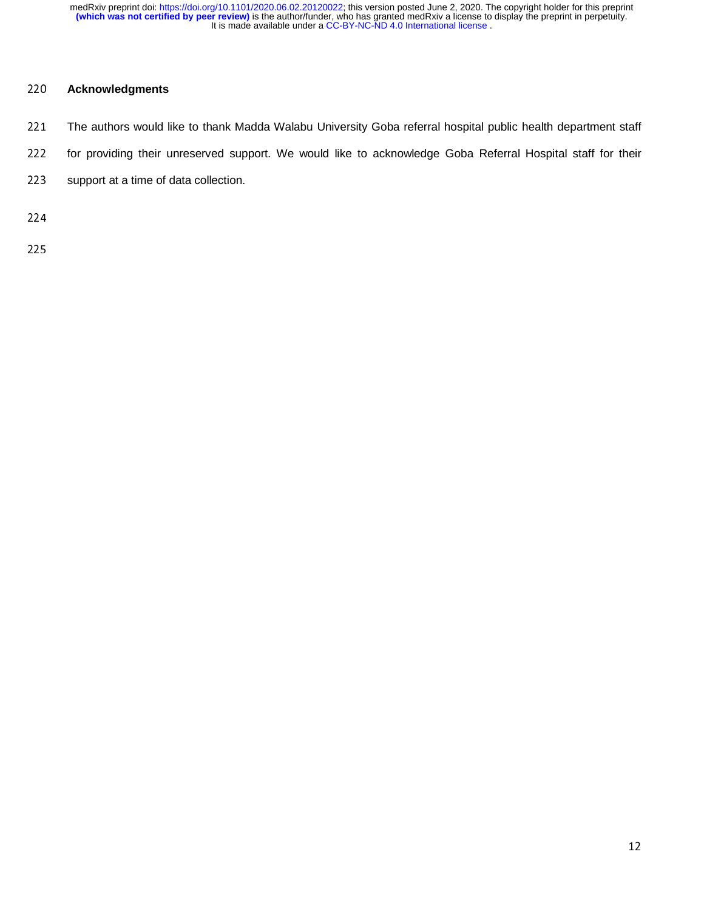## Acknowledgments

The authors would like to thank Madda Walabu University Goba referral hospital public health department staff for providing their unreserved support. We would like to acknowledge Goba Referral Hospital staff for their support at a time of data collection.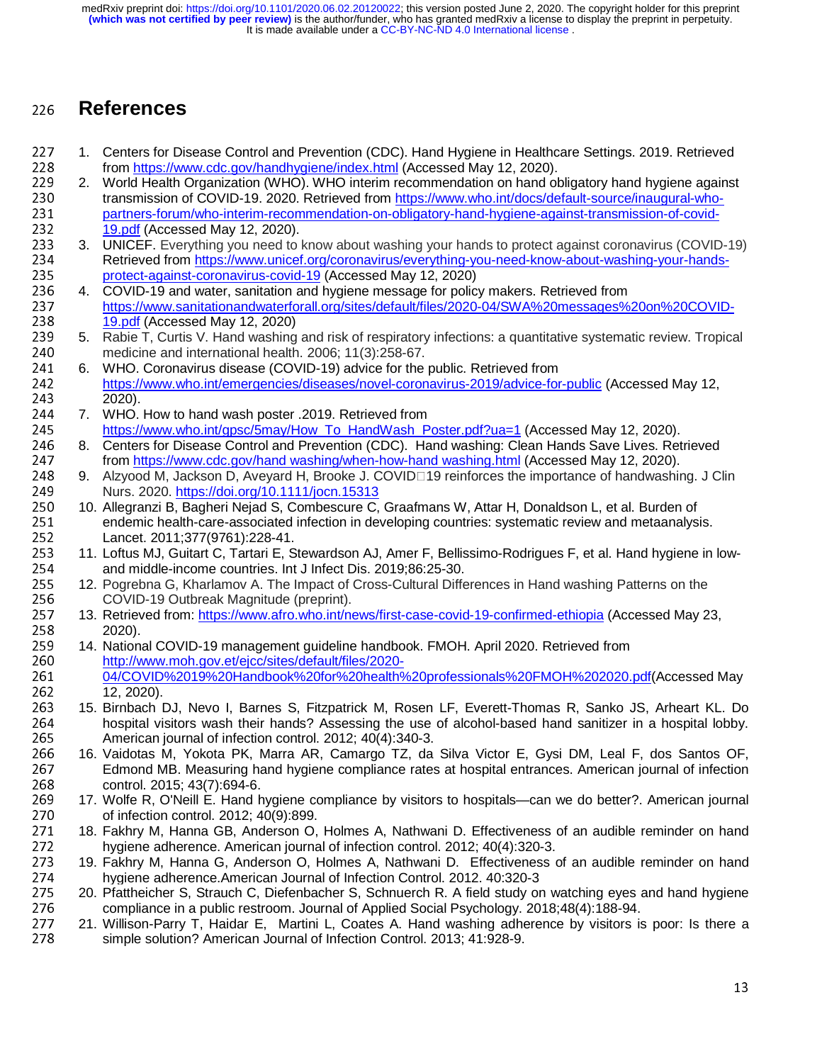# References

1. Centers for Disease Control and Prevention (CDC). Hand Hygiene in Healthcare Settings. 2019. Retrieved from https://www.cdc.gov/handhygiene/index.html (Accessed May 12, 2020).
2. World Health Organization (WHO). WHO interim recommendation on hand obligatory hand hygiene against transmission of COVID-19. 2020. Retrieved from https://www.who.int/docs/default-source/inaugural-who-partners-forum/who-interim-recommendation-on-obligatory-hand-hygiene-against-transmission-of-covid-19.pdf (Accessed May 12, 2020).
3. UNICEF. Everything you need to know about washing your hands to protect against coronavirus (COVID-19) Retrieved from https://www.unicef.org/coronavirus/everything-you-need-know-about-washing-your-hands-protect-against-coronavirus-covid-19 (Accessed May 12, 2020)
4. COVID-19 and water, sanitation and hygiene message for policy makers. Retrieved from https://www.sanitationandwaterforall.org/sites/default/files/2020-04/SWA%20messages%20on%20COVID-19.pdf (Accessed May 12, 2020)
5. Rabie T, Curtis V. Hand washing and risk of respiratory infections: a quantitative systematic review. Tropical medicine and international health. 2006; 11(3):258-67.
6. WHO. Coronavirus disease (COVID-19) advice for the public. Retrieved from https://www.who.int/emergencies/diseases/novel-coronavirus-2019/advice-for-public (Accessed May 12, 2020).
7. WHO. How to hand wash poster .2019. Retrieved from https://www.who.int/gpsc/5may/How_To_HandWash_Poster.pdf?ua=1 (Accessed May 12, 2020).
8. Centers for Disease Control and Prevention (CDC). Hand washing: Clean Hands Save Lives. Retrieved from https://www.cdc.gov/hand washing/when-how-hand washing.html (Accessed May 12, 2020).
9. Alzyood M, Jackson D, Aveyard H, Brooke J. COVID□19 reinforces the importance of handwashing. J Clin Nurs. 2020. https://doi.org/10.1111/jocn.15313
10. Allegranzi B, Bagheri Nejad S, Combescure C, Graafmans W, Attar H, Donaldson L, et al. Burden of endemic health-care-associated infection in developing countries: systematic review and metaanalysis. Lancet. 2011;377(9761):228-41.
11. Loftus MJ, Guitart C, Tartari E, Stewardson AJ, Amer F, Bellissimo-Rodrigues F, et al. Hand hygiene in low- and middle-income countries. Int J Infect Dis. 2019;86:25-30.
12. Pogrebna G, Kharlamov A. The Impact of Cross-Cultural Differences in Hand washing Patterns on the COVID-19 Outbreak Magnitude (preprint).
13. Retrieved from: https://www.afro.who.int/news/first-case-covid-19-confirmed-ethiopia (Accessed May 23, 2020).
14. National COVID-19 management guideline handbook. FMOH. April 2020. Retrieved from http://www.moh.gov.et/ejcc/sites/default/files/2020-04/COVID%2019%20Handbook%20for%20health%20professionals%20FMOH%202020.pdf(Accessed May 12, 2020).
15. Birnbach DJ, Nevo I, Barnes S, Fitzpatrick M, Rosen LF, Everett-Thomas R, Sanko JS, Arheart KL. Do hospital visitors wash their hands? Assessing the use of alcohol-based hand sanitizer in a hospital lobby. American journal of infection control. 2012; 40(4):340-3.
16. Vaidotas M, Yokota PK, Marra AR, Camargo TZ, da Silva Victor E, Gysi DM, Leal F, dos Santos OF, Edmond MB. Measuring hand hygiene compliance rates at hospital entrances. American journal of infection control. 2015; 43(7):694-6.
17. Wolfe R, O'Neill E. Hand hygiene compliance by visitors to hospitals—can we do better?. American journal of infection control. 2012; 40(9):899.
18. Fakhry M, Hanna GB, Anderson O, Holmes A, Nathwani D. Effectiveness of an audible reminder on hand hygiene adherence. American journal of infection control. 2012; 40(4):320-3.
19. Fakhry M, Hanna G, Anderson O, Holmes A, Nathwani D. Effectiveness of an audible reminder on hand hygiene adherence.American Journal of Infection Control. 2012. 40:320-3
20. Pfattheicher S, Strauch C, Diefenbacher S, Schnuerch R. A field study on watching eyes and hand hygiene compliance in a public restroom. Journal of Applied Social Psychology. 2018;48(4):188-94.
21. Willison-Parry T, Haidar E, Martini L, Coates A. Hand washing adherence by visitors is poor: Is there a simple solution? American Journal of Infection Control. 2013; 41:928-9.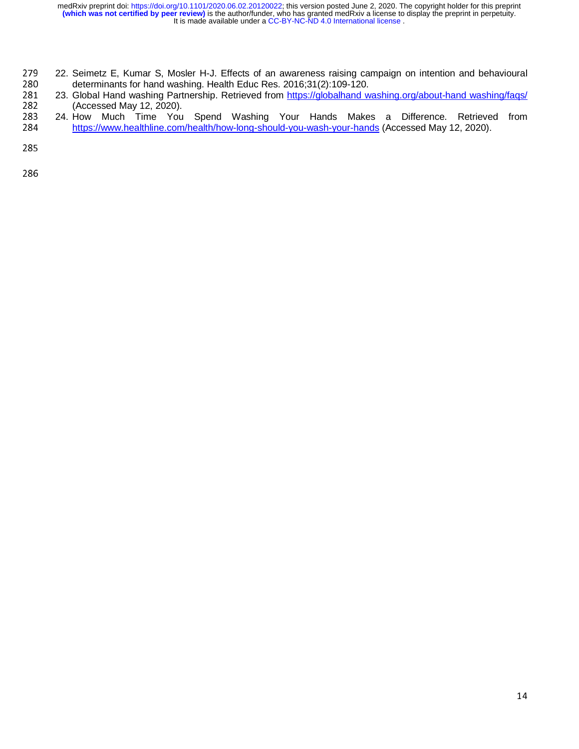22. Seimetz E, Kumar S, Mosler H-J. Effects of an awareness raising campaign on intention and behavioural determinants for hand washing. Health Educ Res. 2016;31(2):109-120.
23. Global Hand washing Partnership. Retrieved from https://globalhand washing.org/about-hand washing/faqs/ (Accessed May 12, 2020).
24. How Much Time You Spend Washing Your Hands Makes a Difference. Retrieved from https://www.healthline.com/health/how-long-should-you-wash-your-hands (Accessed May 12, 2020).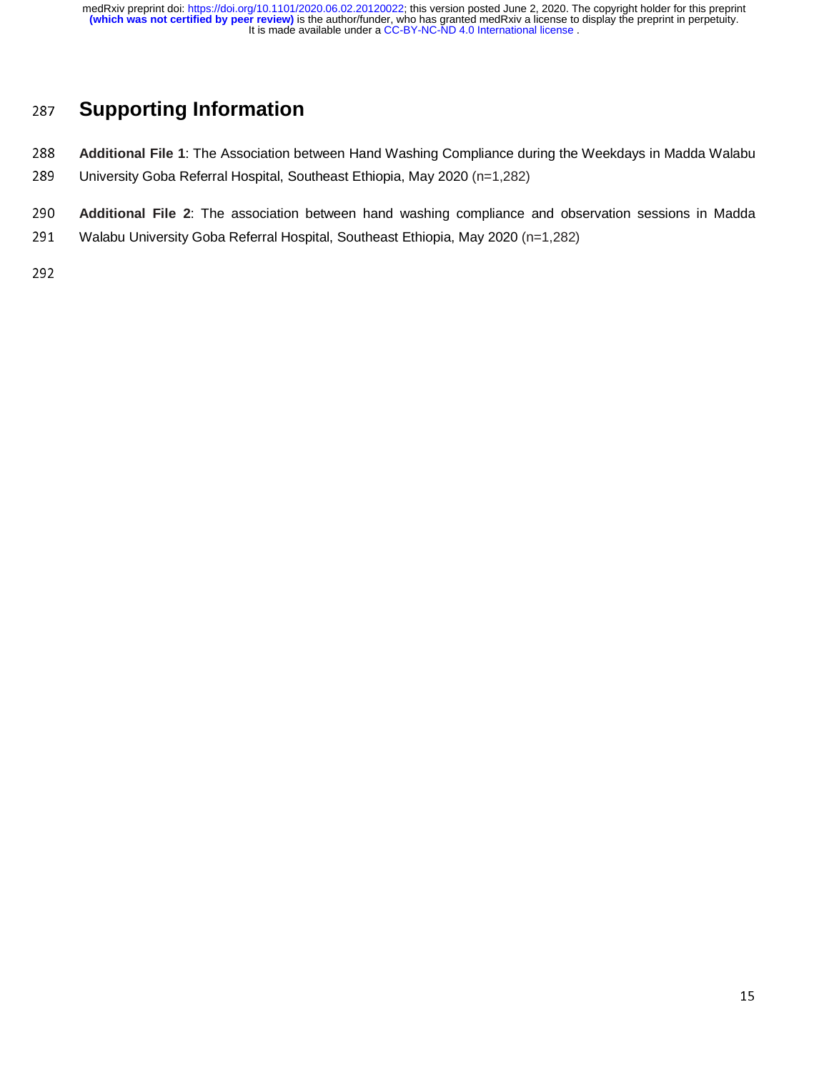# Supporting Information

**Additional File 1**: The Association between Hand Washing Compliance during the Weekdays in Madda Walabu University Goba Referral Hospital, Southeast Ethiopia, May 2020 (n=1,282)

**Additional File 2**: The association between hand washing compliance and observation sessions in Madda Walabu University Goba Referral Hospital, Southeast Ethiopia, May 2020 (n=1,282)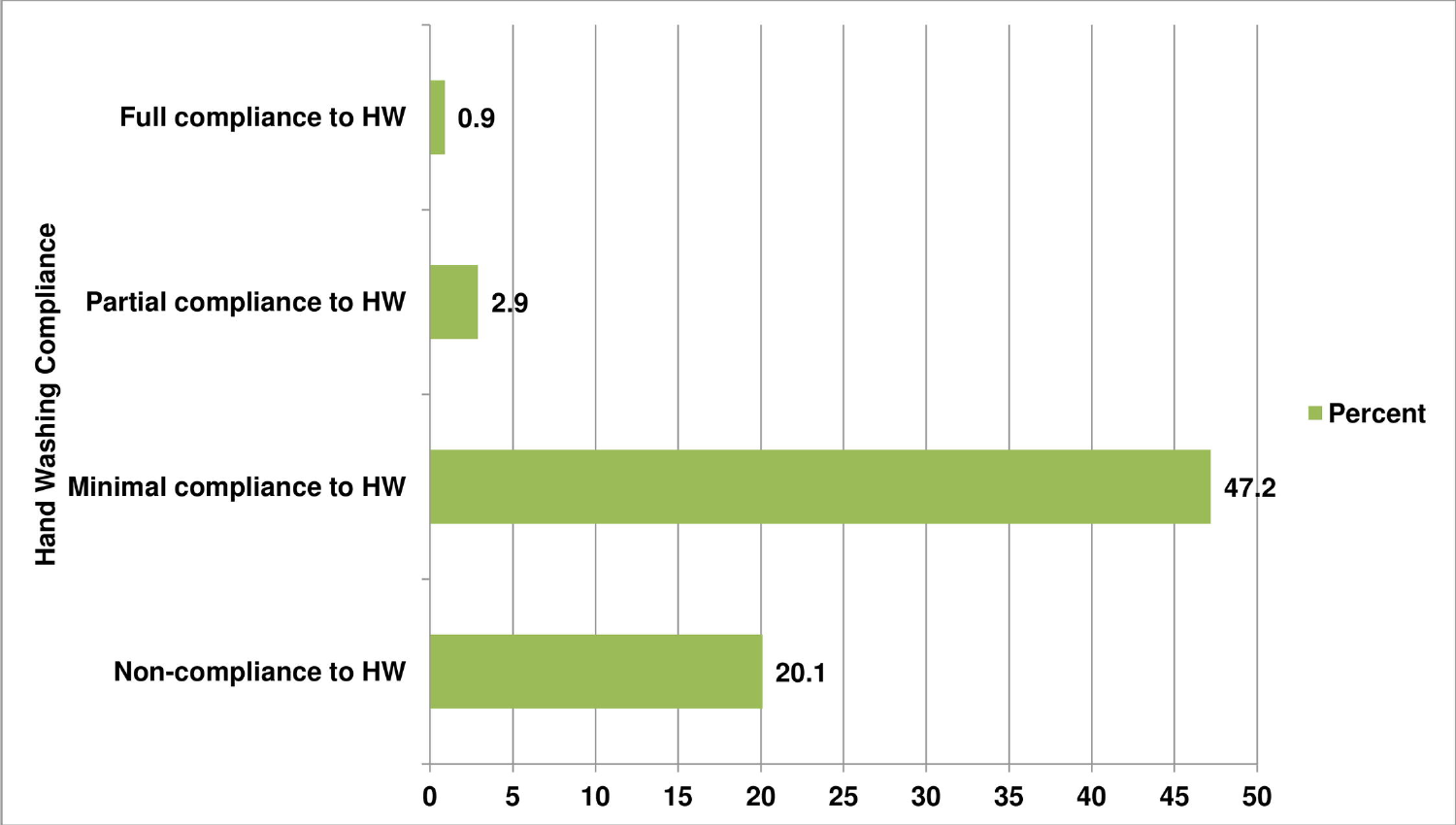| Hand Washing Compliance | Percent |
| --- | --- |
| Full compliance to HW | 0.9 |
| Partial compliance to HW | 2.9 |
| Minimal compliance to HW | 47.2 |
| Non-compliance to HW | 20.1 |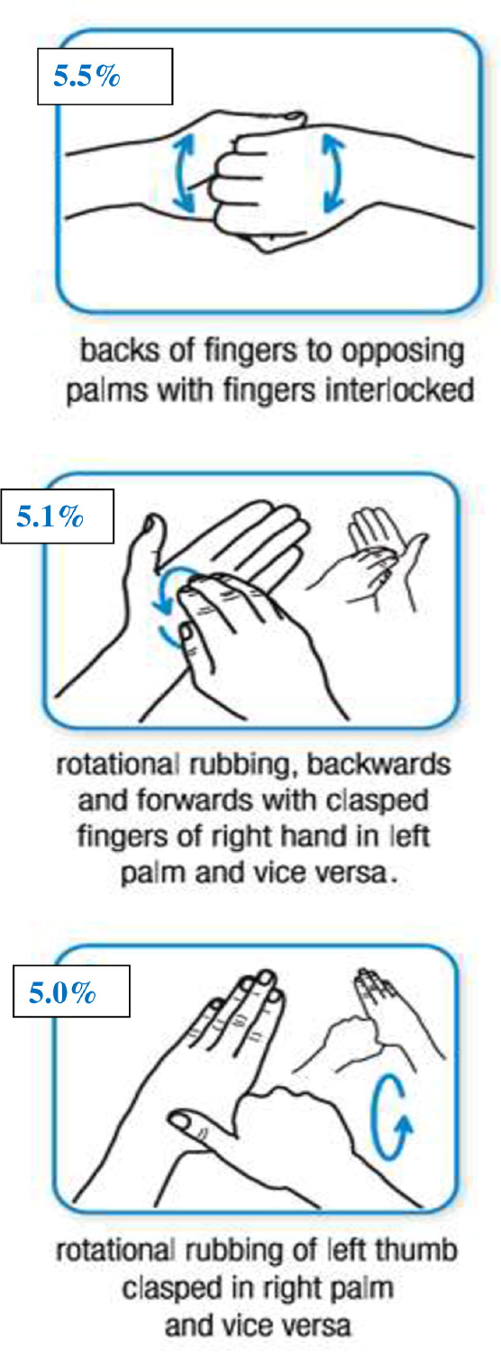5.5%

backs of fingers to opposing palms with fingers interlocked

5.1%

rotational rubbing, backwards and forwards with clasped fingers of right hand in left palm and vice versa.

5.0%

rotational rubbing of left thumb clasped in right palm and vice versa